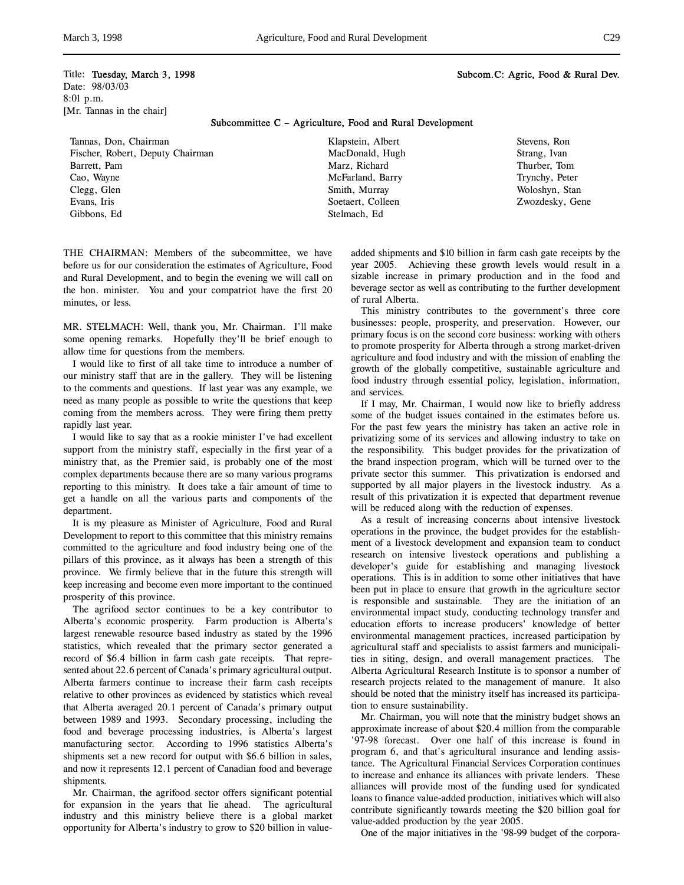Title: **Tuesday, March 3, 1998** **Subcom.C: Agric, Food & Rural Dev.**
Date: 98/03/03
8:01 p.m.
[Mr. Tannas in the chair]

## Subcommittee C – Agriculture, Food and Rural Development

| | | |
|---|---|---|
| Tannas, Don, Chairman | Klapstein, Albert | Stevens, Ron |
| Fischer, Robert, Deputy Chairman | MacDonald, Hugh | Strang, Ivan |
| Barrett, Pam | Marz, Richard | Thurber, Tom |
| Cao, Wayne | McFarland, Barry | Trynchy, Peter |
| Clegg, Glen | Smith, Murray | Woloshyn, Stan |
| Evans, Iris | Soetaert, Colleen | Zwozdesky, Gene |
| Gibbons, Ed | Stelmach, Ed | |

THE CHAIRMAN: Members of the subcommittee, we have before us for our consideration the estimates of Agriculture, Food and Rural Development, and to begin the evening we will call on the hon. minister. You and your compatriot have the first 20 minutes, or less.

MR. STELMACH: Well, thank you, Mr. Chairman. I'll make some opening remarks. Hopefully they'll be brief enough to allow time for questions from the members.

I would like to first of all take time to introduce a number of our ministry staff that are in the gallery. They will be listening to the comments and questions. If last year was any example, we need as many people as possible to write the questions that keep coming from the members across. They were firing them pretty rapidly last year.

I would like to say that as a rookie minister I've had excellent support from the ministry staff, especially in the first year of a ministry that, as the Premier said, is probably one of the most complex departments because there are so many various programs reporting to this ministry. It does take a fair amount of time to get a handle on all the various parts and components of the department.

It is my pleasure as Minister of Agriculture, Food and Rural Development to report to this committee that this ministry remains committed to the agriculture and food industry being one of the pillars of this province, as it always has been a strength of this province. We firmly believe that in the future this strength will keep increasing and become even more important to the continued prosperity of this province.

The agrifood sector continues to be a key contributor to Alberta's economic prosperity. Farm production is Alberta's largest renewable resource based industry as stated by the 1996 statistics, which revealed that the primary sector generated a record of $6.4 billion in farm cash gate receipts. That represented about 22.6 percent of Canada's primary agricultural output. Alberta farmers continue to increase their farm cash receipts relative to other provinces as evidenced by statistics which reveal that Alberta averaged 20.1 percent of Canada's primary output between 1989 and 1993. Secondary processing, including the food and beverage processing industries, is Alberta's largest manufacturing sector. According to 1996 statistics Alberta's shipments set a new record for output with $6.6 billion in sales, and now it represents 12.1 percent of Canadian food and beverage shipments.

Mr. Chairman, the agrifood sector offers significant potential for expansion in the years that lie ahead. The agricultural industry and this ministry believe there is a global market opportunity for Alberta's industry to grow to $20 billion in value-added shipments and $10 billion in farm cash gate receipts by the year 2005. Achieving these growth levels would result in a sizable increase in primary production and in the food and beverage sector as well as contributing to the further development of rural Alberta.

This ministry contributes to the government's three core businesses: people, prosperity, and preservation. However, our primary focus is on the second core business: working with others to promote prosperity for Alberta through a strong market-driven agriculture and food industry and with the mission of enabling the growth of the globally competitive, sustainable agriculture and food industry through essential policy, legislation, information, and services.

If I may, Mr. Chairman, I would now like to briefly address some of the budget issues contained in the estimates before us. For the past few years the ministry has taken an active role in privatizing some of its services and allowing industry to take on the responsibility. This budget provides for the privatization of the brand inspection program, which will be turned over to the private sector this summer. This privatization is endorsed and supported by all major players in the livestock industry. As a result of this privatization it is expected that department revenue will be reduced along with the reduction of expenses.

As a result of increasing concerns about intensive livestock operations in the province, the budget provides for the establishment of a livestock development and expansion team to conduct research on intensive livestock operations and publishing a developer's guide for establishing and managing livestock operations. This is in addition to some other initiatives that have been put in place to ensure that growth in the agriculture sector is responsible and sustainable. They are the initiation of an environmental impact study, conducting technology transfer and education efforts to increase producers' knowledge of better environmental management practices, increased participation by agricultural staff and specialists to assist farmers and municipalities in siting, design, and overall management practices. The Alberta Agricultural Research Institute is to sponsor a number of research projects related to the management of manure. It also should be noted that the ministry itself has increased its participation to ensure sustainability.

Mr. Chairman, you will note that the ministry budget shows an approximate increase of about $20.4 million from the comparable '97-98 forecast. Over one half of this increase is found in program 6, and that's agricultural insurance and lending assistance. The Agricultural Financial Services Corporation continues to increase and enhance its alliances with private lenders. These alliances will provide most of the funding used for syndicated loans to finance value-added production, initiatives which will also contribute significantly towards meeting the $20 billion goal for value-added production by the year 2005.

One of the major initiatives in the '98-99 budget of the corpora-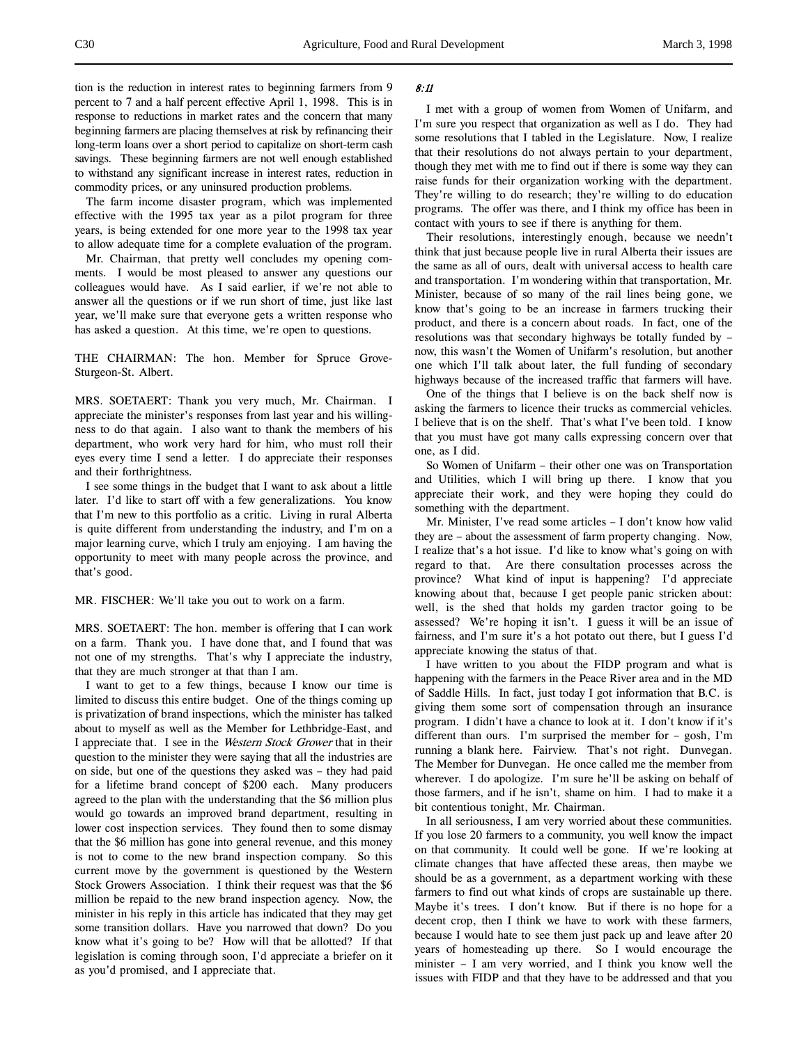tion is the reduction in interest rates to beginning farmers from 9 percent to 7 and a half percent effective April 1, 1998. This is in response to reductions in market rates and the concern that many beginning farmers are placing themselves at risk by refinancing their long-term loans over a short period to capitalize on short-term cash savings. These beginning farmers are not well enough established to withstand any significant increase in interest rates, reduction in commodity prices, or any uninsured production problems.

The farm income disaster program, which was implemented effective with the 1995 tax year as a pilot program for three years, is being extended for one more year to the 1998 tax year to allow adequate time for a complete evaluation of the program.

Mr. Chairman, that pretty well concludes my opening comments. I would be most pleased to answer any questions our colleagues would have. As I said earlier, if we're not able to answer all the questions or if we run short of time, just like last year, we'll make sure that everyone gets a written response who has asked a question. At this time, we're open to questions.

THE CHAIRMAN: The hon. Member for Spruce Grove-Sturgeon-St. Albert.

MRS. SOETAERT: Thank you very much, Mr. Chairman. I appreciate the minister's responses from last year and his willingness to do that again. I also want to thank the members of his department, who work very hard for him, who must roll their eyes every time I send a letter. I do appreciate their responses and their forthrightness.

I see some things in the budget that I want to ask about a little later. I'd like to start off with a few generalizations. You know that I'm new to this portfolio as a critic. Living in rural Alberta is quite different from understanding the industry, and I'm on a major learning curve, which I truly am enjoying. I am having the opportunity to meet with many people across the province, and that's good.

MR. FISCHER: We'll take you out to work on a farm.

MRS. SOETAERT: The hon. member is offering that I can work on a farm. Thank you. I have done that, and I found that was not one of my strengths. That's why I appreciate the industry, that they are much stronger at that than I am.

I want to get to a few things, because I know our time is limited to discuss this entire budget. One of the things coming up is privatization of brand inspections, which the minister has talked about to myself as well as the Member for Lethbridge-East, and I appreciate that. I see in the *Western Stock Grower* that in their question to the minister they were saying that all the industries are on side, but one of the questions they asked was – they had paid for a lifetime brand concept of $200 each. Many producers agreed to the plan with the understanding that the $6 million plus would go towards an improved brand department, resulting in lower cost inspection services. They found then to some dismay that the $6 million has gone into general revenue, and this money is not to come to the new brand inspection company. So this current move by the government is questioned by the Western Stock Growers Association. I think their request was that the $6 million be repaid to the new brand inspection agency. Now, the minister in his reply in this article has indicated that they may get some transition dollars. Have you narrowed that down? Do you know what it's going to be? How will that be allotted? If that legislation is coming through soon, I'd appreciate a briefer on it as you'd promised, and I appreciate that.

*8:11*

I met with a group of women from Women of Unifarm, and I'm sure you respect that organization as well as I do. They had some resolutions that I tabled in the Legislature. Now, I realize that their resolutions do not always pertain to your department, though they met with me to find out if there is some way they can raise funds for their organization working with the department. They're willing to do research; they're willing to do education programs. The offer was there, and I think my office has been in contact with yours to see if there is anything for them.

Their resolutions, interestingly enough, because we needn't think that just because people live in rural Alberta their issues are the same as all of ours, dealt with universal access to health care and transportation. I'm wondering within that transportation, Mr. Minister, because of so many of the rail lines being gone, we know that's going to be an increase in farmers trucking their product, and there is a concern about roads. In fact, one of the resolutions was that secondary highways be totally funded by – now, this wasn't the Women of Unifarm's resolution, but another one which I'll talk about later, the full funding of secondary highways because of the increased traffic that farmers will have.

One of the things that I believe is on the back shelf now is asking the farmers to licence their trucks as commercial vehicles. I believe that is on the shelf. That's what I've been told. I know that you must have got many calls expressing concern over that one, as I did.

So Women of Unifarm – their other one was on Transportation and Utilities, which I will bring up there. I know that you appreciate their work, and they were hoping they could do something with the department.

Mr. Minister, I've read some articles – I don't know how valid they are – about the assessment of farm property changing. Now, I realize that's a hot issue. I'd like to know what's going on with regard to that. Are there consultation processes across the province? What kind of input is happening? I'd appreciate knowing about that, because I get people panic stricken about: well, is the shed that holds my garden tractor going to be assessed? We're hoping it isn't. I guess it will be an issue of fairness, and I'm sure it's a hot potato out there, but I guess I'd appreciate knowing the status of that.

I have written to you about the FIDP program and what is happening with the farmers in the Peace River area and in the MD of Saddle Hills. In fact, just today I got information that B.C. is giving them some sort of compensation through an insurance program. I didn't have a chance to look at it. I don't know if it's different than ours. I'm surprised the member for – gosh, I'm running a blank here. Fairview. That's not right. Dunvegan. The Member for Dunvegan. He once called me the member from wherever. I do apologize. I'm sure he'll be asking on behalf of those farmers, and if he isn't, shame on him. I had to make it a bit contentious tonight, Mr. Chairman.

In all seriousness, I am very worried about these communities. If you lose 20 farmers to a community, you well know the impact on that community. It could well be gone. If we're looking at climate changes that have affected these areas, then maybe we should be as a government, as a department working with these farmers to find out what kinds of crops are sustainable up there. Maybe it's trees. I don't know. But if there is no hope for a decent crop, then I think we have to work with these farmers, because I would hate to see them just pack up and leave after 20 years of homesteading up there. So I would encourage the minister – I am very worried, and I think you know well the issues with FIDP and that they have to be addressed and that you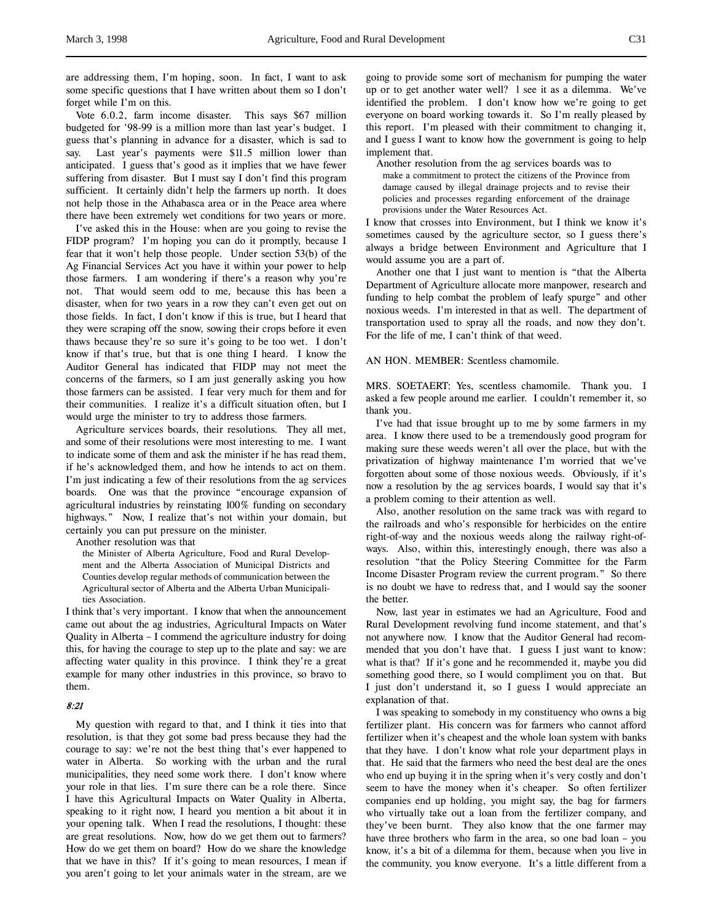are addressing them, I'm hoping, soon. In fact, I want to ask some specific questions that I have written about them so I don't forget while I'm on this.

Vote 6.0.2, farm income disaster. This says $67 million budgeted for '98-99 is a million more than last year's budget. I guess that's planning in advance for a disaster, which is sad to say. Last year's payments were $11.5 million lower than anticipated. I guess that's good as it implies that we have fewer suffering from disaster. But I must say I don't find this program sufficient. It certainly didn't help the farmers up north. It does not help those in the Athabasca area or in the Peace area where there have been extremely wet conditions for two years or more.

I've asked this in the House: when are you going to revise the FIDP program? I'm hoping you can do it promptly, because I fear that it won't help those people. Under section 53(b) of the Ag Financial Services Act you have it within your power to help those farmers. I am wondering if there's a reason why you're not. That would seem odd to me, because this has been a disaster, when for two years in a row they can't even get out on those fields. In fact, I don't know if this is true, but I heard that they were scraping off the snow, sowing their crops before it even thaws because they're so sure it's going to be too wet. I don't know if that's true, but that is one thing I heard. I know the Auditor General has indicated that FIDP may not meet the concerns of the farmers, so I am just generally asking you how those farmers can be assisted. I fear very much for them and for their communities. I realize it's a difficult situation often, but I would urge the minister to try to address those farmers.

Agriculture services boards, their resolutions. They all met, and some of their resolutions were most interesting to me. I want to indicate some of them and ask the minister if he has read them, if he's acknowledged them, and how he intends to act on them. I'm just indicating a few of their resolutions from the ag services boards. One was that the province "encourage expansion of agricultural industries by reinstating 100% funding on secondary highways." Now, I realize that's not within your domain, but certainly you can put pressure on the minister.

Another resolution was that

> the Minister of Alberta Agriculture, Food and Rural Development and the Alberta Association of Municipal Districts and Counties develop regular methods of communication between the Agricultural sector of Alberta and the Alberta Urban Municipalities Association.

I think that's very important. I know that when the announcement came out about the ag industries, Agricultural Impacts on Water Quality in Alberta – I commend the agriculture industry for doing this, for having the courage to step up to the plate and say: we are affecting water quality in this province. I think they're a great example for many other industries in this province, so bravo to them.

*8:21*

My question with regard to that, and I think it ties into that resolution, is that they got some bad press because they had the courage to say: we're not the best thing that's ever happened to water in Alberta. So working with the urban and the rural municipalities, they need some work there. I don't know where your role in that lies. I'm sure there can be a role there. Since I have this Agricultural Impacts on Water Quality in Alberta, speaking to it right now, I heard you mention a bit about it in your opening talk. When I read the resolutions, I thought: these are great resolutions. Now, how do we get them out to farmers? How do we get them on board? How do we share the knowledge that we have in this? If it's going to mean resources, I mean if you aren't going to let your animals water in the stream, are we going to provide some sort of mechanism for pumping the water up or to get another water well? I see it as a dilemma. We've identified the problem. I don't know how we're going to get everyone on board working towards it. So I'm really pleased by this report. I'm pleased with their commitment to changing it, and I guess I want to know how the government is going to help implement that.

Another resolution from the ag services boards was to

> make a commitment to protect the citizens of the Province from damage caused by illegal drainage projects and to revise their policies and processes regarding enforcement of the drainage provisions under the Water Resources Act.

I know that crosses into Environment, but I think we know it's sometimes caused by the agriculture sector, so I guess there's always a bridge between Environment and Agriculture that I would assume you are a part of.

Another one that I just want to mention is "that the Alberta Department of Agriculture allocate more manpower, research and funding to help combat the problem of leafy spurge" and other noxious weeds. I'm interested in that as well. The department of transportation used to spray all the roads, and now they don't. For the life of me, I can't think of that weed.

AN HON. MEMBER: Scentless chamomile.

MRS. SOETAERT: Yes, scentless chamomile. Thank you. I asked a few people around me earlier. I couldn't remember it, so thank you.

I've had that issue brought up to me by some farmers in my area. I know there used to be a tremendously good program for making sure these weeds weren't all over the place, but with the privatization of highway maintenance I'm worried that we've forgotten about some of those noxious weeds. Obviously, if it's now a resolution by the ag services boards, I would say that it's a problem coming to their attention as well.

Also, another resolution on the same track was with regard to the railroads and who's responsible for herbicides on the entire right-of-way and the noxious weeds along the railway right-of-ways. Also, within this, interestingly enough, there was also a resolution "that the Policy Steering Committee for the Farm Income Disaster Program review the current program." So there is no doubt we have to redress that, and I would say the sooner the better.

Now, last year in estimates we had an Agriculture, Food and Rural Development revolving fund income statement, and that's not anywhere now. I know that the Auditor General had recommended that you don't have that. I guess I just want to know: what is that? If it's gone and he recommended it, maybe you did something good there, so I would compliment you on that. But I just don't understand it, so I guess I would appreciate an explanation of that.

I was speaking to somebody in my constituency who owns a big fertilizer plant. His concern was for farmers who cannot afford fertilizer when it's cheapest and the whole loan system with banks that they have. I don't know what role your department plays in that. He said that the farmers who need the best deal are the ones who end up buying it in the spring when it's very costly and don't seem to have the money when it's cheaper. So often fertilizer companies end up holding, you might say, the bag for farmers who virtually take out a loan from the fertilizer company, and they've been burnt. They also know that the one farmer may have three brothers who farm in the area, so one bad loan – you know, it's a bit of a dilemma for them, because when you live in the community, you know everyone. It's a little different from a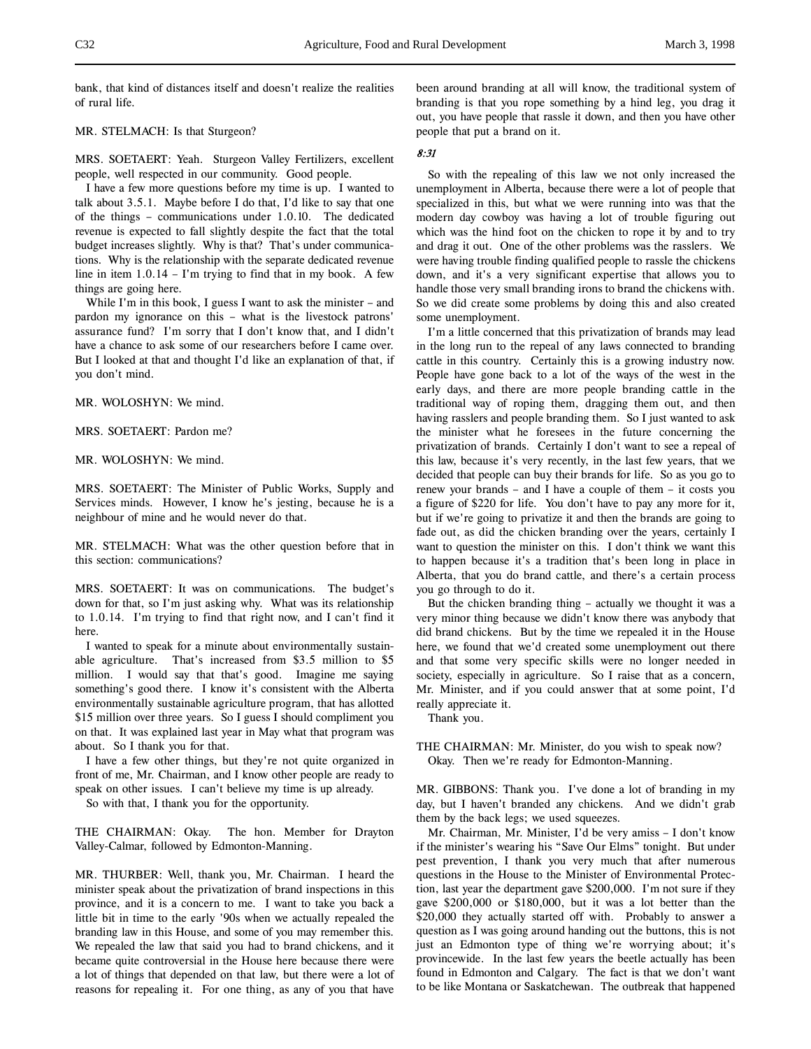bank, that kind of distances itself and doesn't realize the realities of rural life.

MR. STELMACH: Is that Sturgeon?

MRS. SOETAERT: Yeah. Sturgeon Valley Fertilizers, excellent people, well respected in our community. Good people.

I have a few more questions before my time is up. I wanted to talk about 3.5.1. Maybe before I do that, I'd like to say that one of the things – communications under 1.0.10. The dedicated revenue is expected to fall slightly despite the fact that the total budget increases slightly. Why is that? That's under communications. Why is the relationship with the separate dedicated revenue line in item 1.0.14 – I'm trying to find that in my book. A few things are going here.

While I'm in this book, I guess I want to ask the minister – and pardon my ignorance on this – what is the livestock patrons' assurance fund? I'm sorry that I don't know that, and I didn't have a chance to ask some of our researchers before I came over. But I looked at that and thought I'd like an explanation of that, if you don't mind.

MR. WOLOSHYN: We mind.

MRS. SOETAERT: Pardon me?

MR. WOLOSHYN: We mind.

MRS. SOETAERT: The Minister of Public Works, Supply and Services minds. However, I know he's jesting, because he is a neighbour of mine and he would never do that.

MR. STELMACH: What was the other question before that in this section: communications?

MRS. SOETAERT: It was on communications. The budget's down for that, so I'm just asking why. What was its relationship to 1.0.14. I'm trying to find that right now, and I can't find it here.

I wanted to speak for a minute about environmentally sustainable agriculture. That's increased from $3.5 million to $5 million. I would say that that's good. Imagine me saying something's good there. I know it's consistent with the Alberta environmentally sustainable agriculture program, that has allotted $15 million over three years. So I guess I should compliment you on that. It was explained last year in May what that program was about. So I thank you for that.

I have a few other things, but they're not quite organized in front of me, Mr. Chairman, and I know other people are ready to speak on other issues. I can't believe my time is up already.

So with that, I thank you for the opportunity.

THE CHAIRMAN: Okay. The hon. Member for Drayton Valley-Calmar, followed by Edmonton-Manning.

MR. THURBER: Well, thank you, Mr. Chairman. I heard the minister speak about the privatization of brand inspections in this province, and it is a concern to me. I want to take you back a little bit in time to the early '90s when we actually repealed the branding law in this House, and some of you may remember this. We repealed the law that said you had to brand chickens, and it became quite controversial in the House here because there were a lot of things that depended on that law, but there were a lot of reasons for repealing it. For one thing, as any of you that have been around branding at all will know, the traditional system of branding is that you rope something by a hind leg, you drag it out, you have people that rassle it down, and then you have other people that put a brand on it.

*8:31*

So with the repealing of this law we not only increased the unemployment in Alberta, because there were a lot of people that specialized in this, but what we were running into was that the modern day cowboy was having a lot of trouble figuring out which was the hind foot on the chicken to rope it by and to try and drag it out. One of the other problems was the rasslers. We were having trouble finding qualified people to rassle the chickens down, and it's a very significant expertise that allows you to handle those very small branding irons to brand the chickens with. So we did create some problems by doing this and also created some unemployment.

I'm a little concerned that this privatization of brands may lead in the long run to the repeal of any laws connected to branding cattle in this country. Certainly this is a growing industry now. People have gone back to a lot of the ways of the west in the early days, and there are more people branding cattle in the traditional way of roping them, dragging them out, and then having rasslers and people branding them. So I just wanted to ask the minister what he foresees in the future concerning the privatization of brands. Certainly I don't want to see a repeal of this law, because it's very recently, in the last few years, that we decided that people can buy their brands for life. So as you go to renew your brands – and I have a couple of them – it costs you a figure of $220 for life. You don't have to pay any more for it, but if we're going to privatize it and then the brands are going to fade out, as did the chicken branding over the years, certainly I want to question the minister on this. I don't think we want this to happen because it's a tradition that's been long in place in Alberta, that you do brand cattle, and there's a certain process you go through to do it.

But the chicken branding thing – actually we thought it was a very minor thing because we didn't know there was anybody that did brand chickens. But by the time we repealed it in the House here, we found that we'd created some unemployment out there and that some very specific skills were no longer needed in society, especially in agriculture. So I raise that as a concern, Mr. Minister, and if you could answer that at some point, I'd really appreciate it.

Thank you.

THE CHAIRMAN: Mr. Minister, do you wish to speak now? Okay. Then we're ready for Edmonton-Manning.

MR. GIBBONS: Thank you. I've done a lot of branding in my day, but I haven't branded any chickens. And we didn't grab them by the back legs; we used squeezes.

Mr. Chairman, Mr. Minister, I'd be very amiss – I don't know if the minister's wearing his "Save Our Elms" tonight. But under pest prevention, I thank you very much that after numerous questions in the House to the Minister of Environmental Protection, last year the department gave $200,000. I'm not sure if they gave $200,000 or $180,000, but it was a lot better than the $20,000 they actually started off with. Probably to answer a question as I was going around handing out the buttons, this is not just an Edmonton type of thing we're worrying about; it's provincewide. In the last few years the beetle actually has been found in Edmonton and Calgary. The fact is that we don't want to be like Montana or Saskatchewan. The outbreak that happened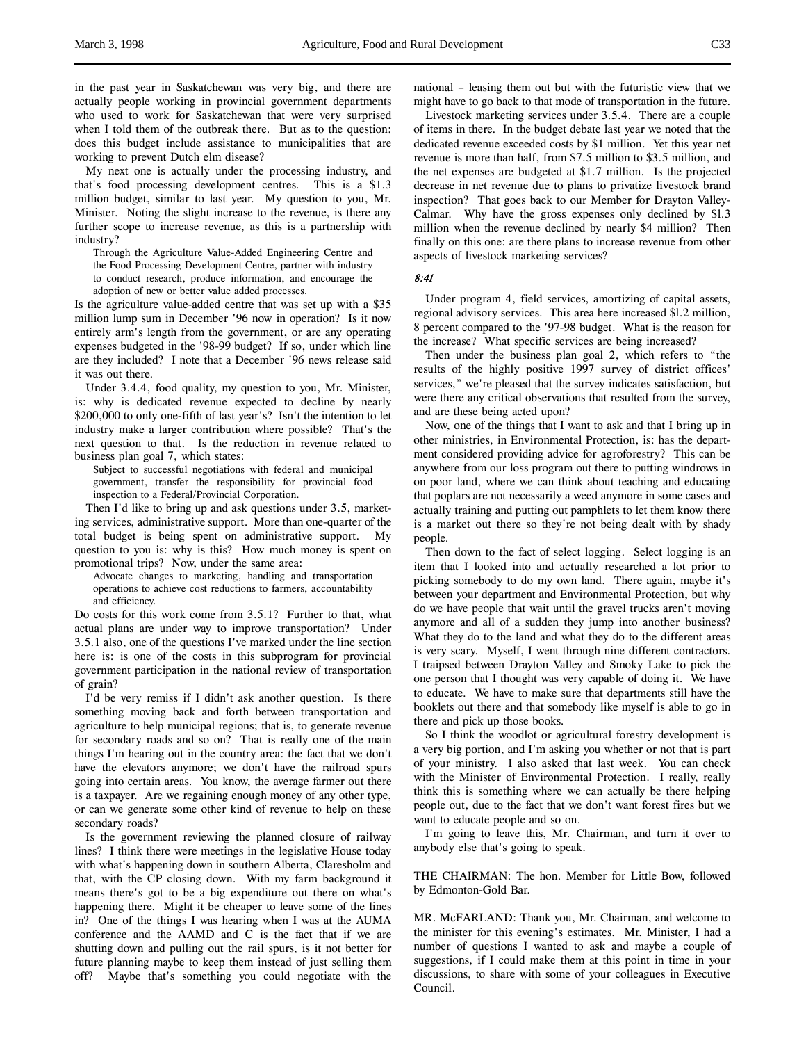in the past year in Saskatchewan was very big, and there are actually people working in provincial government departments who used to work for Saskatchewan that were very surprised when I told them of the outbreak there. But as to the question: does this budget include assistance to municipalities that are working to prevent Dutch elm disease?

My next one is actually under the processing industry, and that's food processing development centres. This is a $1.3 million budget, similar to last year. My question to you, Mr. Minister. Noting the slight increase to the revenue, is there any further scope to increase revenue, as this is a partnership with industry?

> Through the Agriculture Value-Added Engineering Centre and the Food Processing Development Centre, partner with industry to conduct research, produce information, and encourage the adoption of new or better value added processes.

Is the agriculture value-added centre that was set up with a $35 million lump sum in December '96 now in operation? Is it now entirely arm's length from the government, or are any operating expenses budgeted in the '98-99 budget? If so, under which line are they included? I note that a December '96 news release said it was out there.

Under 3.4.4, food quality, my question to you, Mr. Minister, is: why is dedicated revenue expected to decline by nearly $200,000 to only one-fifth of last year's? Isn't the intention to let industry make a larger contribution where possible? That's the next question to that. Is the reduction in revenue related to business plan goal 7, which states:

> Subject to successful negotiations with federal and municipal government, transfer the responsibility for provincial food inspection to a Federal/Provincial Corporation.

Then I'd like to bring up and ask questions under 3.5, marketing services, administrative support. More than one-quarter of the total budget is being spent on administrative support. My question to you is: why is this? How much money is spent on promotional trips? Now, under the same area:

> Advocate changes to marketing, handling and transportation operations to achieve cost reductions to farmers, accountability and efficiency.

Do costs for this work come from 3.5.1? Further to that, what actual plans are under way to improve transportation? Under 3.5.1 also, one of the questions I've marked under the line section here is: is one of the costs in this subprogram for provincial government participation in the national review of transportation of grain?

I'd be very remiss if I didn't ask another question. Is there something moving back and forth between transportation and agriculture to help municipal regions; that is, to generate revenue for secondary roads and so on? That is really one of the main things I'm hearing out in the country area: the fact that we don't have the elevators anymore; we don't have the railroad spurs going into certain areas. You know, the average farmer out there is a taxpayer. Are we regaining enough money of any other type, or can we generate some other kind of revenue to help on these secondary roads?

Is the government reviewing the planned closure of railway lines? I think there were meetings in the legislative House today with what's happening down in southern Alberta, Claresholm and that, with the CP closing down. With my farm background it means there's got to be a big expenditure out there on what's happening there. Might it be cheaper to leave some of the lines in? One of the things I was hearing when I was at the AUMA conference and the AAMD and C is the fact that if we are shutting down and pulling out the rail spurs, is it not better for future planning maybe to keep them instead of just selling them off? Maybe that's something you could negotiate with the national – leasing them out but with the futuristic view that we might have to go back to that mode of transportation in the future.

Livestock marketing services under 3.5.4. There are a couple of items in there. In the budget debate last year we noted that the dedicated revenue exceeded costs by $1 million. Yet this year net revenue is more than half, from $7.5 million to $3.5 million, and the net expenses are budgeted at $1.7 million. Is the projected decrease in net revenue due to plans to privatize livestock brand inspection? That goes back to our Member for Drayton Valley-Calmar. Why have the gross expenses only declined by $1.3 million when the revenue declined by nearly $4 million? Then finally on this one: are there plans to increase revenue from other aspects of livestock marketing services?

*8:41*

Under program 4, field services, amortizing of capital assets, regional advisory services. This area here increased $1.2 million, 8 percent compared to the '97-98 budget. What is the reason for the increase? What specific services are being increased?

Then under the business plan goal 2, which refers to "the results of the highly positive 1997 survey of district offices' services," we're pleased that the survey indicates satisfaction, but were there any critical observations that resulted from the survey, and are these being acted upon?

Now, one of the things that I want to ask and that I bring up in other ministries, in Environmental Protection, is: has the department considered providing advice for agroforestry? This can be anywhere from our loss program out there to putting windrows in on poor land, where we can think about teaching and educating that poplars are not necessarily a weed anymore in some cases and actually training and putting out pamphlets to let them know there is a market out there so they're not being dealt with by shady people.

Then down to the fact of select logging. Select logging is an item that I looked into and actually researched a lot prior to picking somebody to do my own land. There again, maybe it's between your department and Environmental Protection, but why do we have people that wait until the gravel trucks aren't moving anymore and all of a sudden they jump into another business? What they do to the land and what they do to the different areas is very scary. Myself, I went through nine different contractors. I traipsed between Drayton Valley and Smoky Lake to pick the one person that I thought was very capable of doing it. We have to educate. We have to make sure that departments still have the booklets out there and that somebody like myself is able to go in there and pick up those books.

So I think the woodlot or agricultural forestry development is a very big portion, and I'm asking you whether or not that is part of your ministry. I also asked that last week. You can check with the Minister of Environmental Protection. I really, really think this is something where we can actually be there helping people out, due to the fact that we don't want forest fires but we want to educate people and so on.

I'm going to leave this, Mr. Chairman, and turn it over to anybody else that's going to speak.

THE CHAIRMAN: The hon. Member for Little Bow, followed by Edmonton-Gold Bar.

MR. McFARLAND: Thank you, Mr. Chairman, and welcome to the minister for this evening's estimates. Mr. Minister, I had a number of questions I wanted to ask and maybe a couple of suggestions, if I could make them at this point in time in your discussions, to share with some of your colleagues in Executive Council.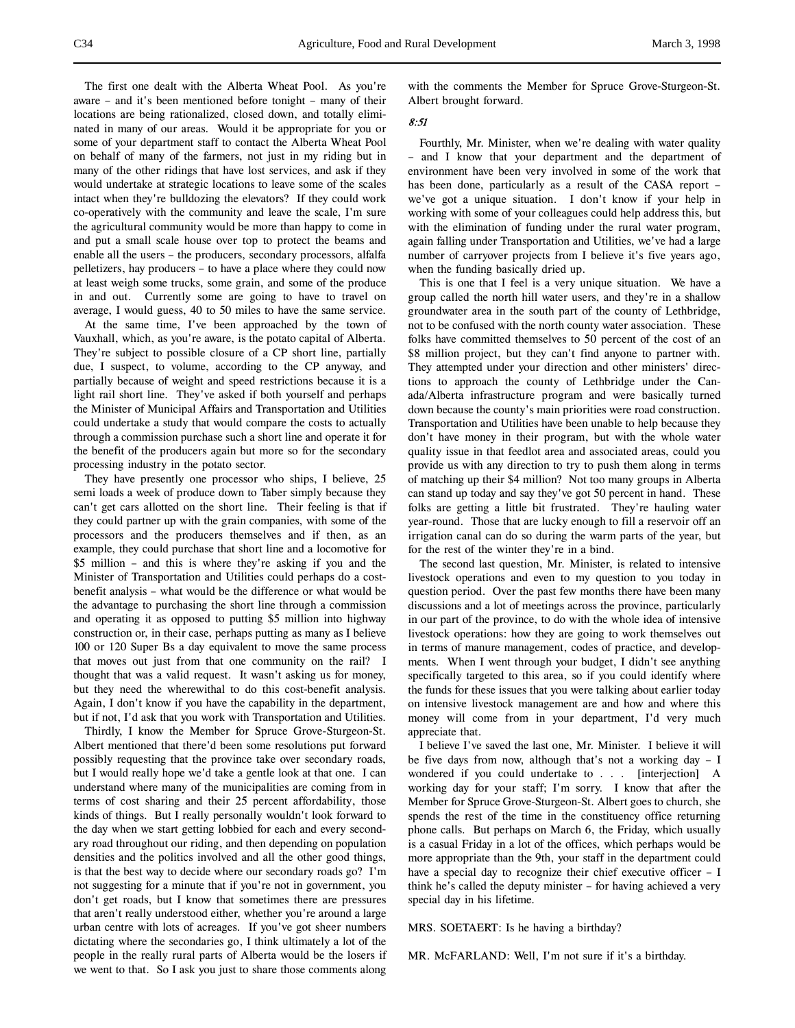The first one dealt with the Alberta Wheat Pool. As you're aware – and it's been mentioned before tonight – many of their locations are being rationalized, closed down, and totally eliminated in many of our areas. Would it be appropriate for you or some of your department staff to contact the Alberta Wheat Pool on behalf of many of the farmers, not just in my riding but in many of the other ridings that have lost services, and ask if they would undertake at strategic locations to leave some of the scales intact when they're bulldozing the elevators? If they could work co-operatively with the community and leave the scale, I'm sure the agricultural community would be more than happy to come in and put a small scale house over top to protect the beams and enable all the users – the producers, secondary processors, alfalfa pelletizers, hay producers – to have a place where they could now at least weigh some trucks, some grain, and some of the produce in and out. Currently some are going to have to travel on average, I would guess, 40 to 50 miles to have the same service.

At the same time, I've been approached by the town of Vauxhall, which, as you're aware, is the potato capital of Alberta. They're subject to possible closure of a CP short line, partially due, I suspect, to volume, according to the CP anyway, and partially because of weight and speed restrictions because it is a light rail short line. They've asked if both yourself and perhaps the Minister of Municipal Affairs and Transportation and Utilities could undertake a study that would compare the costs to actually through a commission purchase such a short line and operate it for the benefit of the producers again but more so for the secondary processing industry in the potato sector.

They have presently one processor who ships, I believe, 25 semi loads a week of produce down to Taber simply because they can't get cars allotted on the short line. Their feeling is that if they could partner up with the grain companies, with some of the processors and the producers themselves and if then, as an example, they could purchase that short line and a locomotive for $5 million – and this is where they're asking if you and the Minister of Transportation and Utilities could perhaps do a cost-benefit analysis – what would be the difference or what would be the advantage to purchasing the short line through a commission and operating it as opposed to putting $5 million into highway construction or, in their case, perhaps putting as many as I believe 100 or 120 Super Bs a day equivalent to move the same process that moves out just from that one community on the rail? I thought that was a valid request. It wasn't asking us for money, but they need the wherewithal to do this cost-benefit analysis. Again, I don't know if you have the capability in the department, but if not, I'd ask that you work with Transportation and Utilities.

Thirdly, I know the Member for Spruce Grove-Sturgeon-St. Albert mentioned that there'd been some resolutions put forward possibly requesting that the province take over secondary roads, but I would really hope we'd take a gentle look at that one. I can understand where many of the municipalities are coming from in terms of cost sharing and their 25 percent affordability, those kinds of things. But I really personally wouldn't look forward to the day when we start getting lobbied for each and every secondary road throughout our riding, and then depending on population densities and the politics involved and all the other good things, is that the best way to decide where our secondary roads go? I'm not suggesting for a minute that if you're not in government, you don't get roads, but I know that sometimes there are pressures that aren't really understood either, whether you're around a large urban centre with lots of acreages. If you've got sheer numbers dictating where the secondaries go, I think ultimately a lot of the people in the really rural parts of Alberta would be the losers if we went to that. So I ask you just to share those comments along with the comments the Member for Spruce Grove-Sturgeon-St. Albert brought forward.

*8:51*

Fourthly, Mr. Minister, when we're dealing with water quality – and I know that your department and the department of environment have been very involved in some of the work that has been done, particularly as a result of the CASA report – we've got a unique situation. I don't know if your help in working with some of your colleagues could help address this, but with the elimination of funding under the rural water program, again falling under Transportation and Utilities, we've had a large number of carryover projects from I believe it's five years ago, when the funding basically dried up.

This is one that I feel is a very unique situation. We have a group called the north hill water users, and they're in a shallow groundwater area in the south part of the county of Lethbridge, not to be confused with the north county water association. These folks have committed themselves to 50 percent of the cost of an $8 million project, but they can't find anyone to partner with. They attempted under your direction and other ministers' directions to approach the county of Lethbridge under the Canada/Alberta infrastructure program and were basically turned down because the county's main priorities were road construction. Transportation and Utilities have been unable to help because they don't have money in their program, but with the whole water quality issue in that feedlot area and associated areas, could you provide us with any direction to try to push them along in terms of matching up their $4 million? Not too many groups in Alberta can stand up today and say they've got 50 percent in hand. These folks are getting a little bit frustrated. They're hauling water year-round. Those that are lucky enough to fill a reservoir off an irrigation canal can do so during the warm parts of the year, but for the rest of the winter they're in a bind.

The second last question, Mr. Minister, is related to intensive livestock operations and even to my question to you today in question period. Over the past few months there have been many discussions and a lot of meetings across the province, particularly in our part of the province, to do with the whole idea of intensive livestock operations: how they are going to work themselves out in terms of manure management, codes of practice, and developments. When I went through your budget, I didn't see anything specifically targeted to this area, so if you could identify where the funds for these issues that you were talking about earlier today on intensive livestock management are and how and where this money will come from in your department, I'd very much appreciate that.

I believe I've saved the last one, Mr. Minister. I believe it will be five days from now, although that's not a working day – I wondered if you could undertake to . . . [interjection] A working day for your staff; I'm sorry. I know that after the Member for Spruce Grove-Sturgeon-St. Albert goes to church, she spends the rest of the time in the constituency office returning phone calls. But perhaps on March 6, the Friday, which usually is a casual Friday in a lot of the offices, which perhaps would be more appropriate than the 9th, your staff in the department could have a special day to recognize their chief executive officer – I think he's called the deputy minister – for having achieved a very special day in his lifetime.

MRS. SOETAERT: Is he having a birthday?

MR. McFARLAND: Well, I'm not sure if it's a birthday.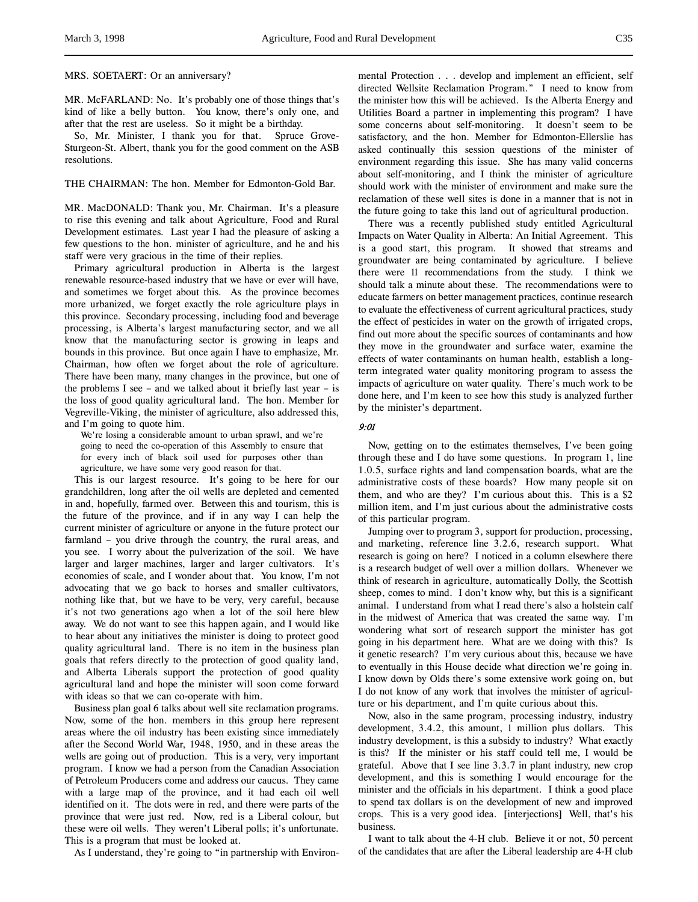MRS. SOETAERT: Or an anniversary?

MR. McFARLAND: No. It's probably one of those things that's kind of like a belly button. You know, there's only one, and after that the rest are useless. So it might be a birthday.

So, Mr. Minister, I thank you for that. Spruce Grove-Sturgeon-St. Albert, thank you for the good comment on the ASB resolutions.

THE CHAIRMAN: The hon. Member for Edmonton-Gold Bar.

MR. MacDONALD: Thank you, Mr. Chairman. It's a pleasure to rise this evening and talk about Agriculture, Food and Rural Development estimates. Last year I had the pleasure of asking a few questions to the hon. minister of agriculture, and he and his staff were very gracious in the time of their replies.

Primary agricultural production in Alberta is the largest renewable resource-based industry that we have or ever will have, and sometimes we forget about this. As the province becomes more urbanized, we forget exactly the role agriculture plays in this province. Secondary processing, including food and beverage processing, is Alberta's largest manufacturing sector, and we all know that the manufacturing sector is growing in leaps and bounds in this province. But once again I have to emphasize, Mr. Chairman, how often we forget about the role of agriculture. There have been many, many changes in the province, but one of the problems I see – and we talked about it briefly last year – is the loss of good quality agricultural land. The hon. Member for Vegreville-Viking, the minister of agriculture, also addressed this, and I'm going to quote him.

> We're losing a considerable amount to urban sprawl, and we're going to need the co-operation of this Assembly to ensure that for every inch of black soil used for purposes other than agriculture, we have some very good reason for that.

This is our largest resource. It's going to be here for our grandchildren, long after the oil wells are depleted and cemented in and, hopefully, farmed over. Between this and tourism, this is the future of the province, and if in any way I can help the current minister of agriculture or anyone in the future protect our farmland – you drive through the country, the rural areas, and you see. I worry about the pulverization of the soil. We have larger and larger machines, larger and larger cultivators. It's economies of scale, and I wonder about that. You know, I'm not advocating that we go back to horses and smaller cultivators, nothing like that, but we have to be very, very careful, because it's not two generations ago when a lot of the soil here blew away. We do not want to see this happen again, and I would like to hear about any initiatives the minister is doing to protect good quality agricultural land. There is no item in the business plan goals that refers directly to the protection of good quality land, and Alberta Liberals support the protection of good quality agricultural land and hope the minister will soon come forward with ideas so that we can co-operate with him.

Business plan goal 6 talks about well site reclamation programs. Now, some of the hon. members in this group here represent areas where the oil industry has been existing since immediately after the Second World War, 1948, 1950, and in these areas the wells are going out of production. This is a very, very important program. I know we had a person from the Canadian Association of Petroleum Producers come and address our caucus. They came with a large map of the province, and it had each oil well identified on it. The dots were in red, and there were parts of the province that were just red. Now, red is a Liberal colour, but these were oil wells. They weren't Liberal polls; it's unfortunate. This is a program that must be looked at.

As I understand, they're going to "in partnership with Environmental Protection . . . develop and implement an efficient, self directed Wellsite Reclamation Program." I need to know from the minister how this will be achieved. Is the Alberta Energy and Utilities Board a partner in implementing this program? I have some concerns about self-monitoring. It doesn't seem to be satisfactory, and the hon. Member for Edmonton-Ellerslie has asked continually this session questions of the minister of environment regarding this issue. She has many valid concerns about self-monitoring, and I think the minister of agriculture should work with the minister of environment and make sure the reclamation of these well sites is done in a manner that is not in the future going to take this land out of agricultural production.

There was a recently published study entitled Agricultural Impacts on Water Quality in Alberta: An Initial Agreement. This is a good start, this program. It showed that streams and groundwater are being contaminated by agriculture. I believe there were 11 recommendations from the study. I think we should talk a minute about these. The recommendations were to educate farmers on better management practices, continue research to evaluate the effectiveness of current agricultural practices, study the effect of pesticides in water on the growth of irrigated crops, find out more about the specific sources of contaminants and how they move in the groundwater and surface water, examine the effects of water contaminants on human health, establish a long-term integrated water quality monitoring program to assess the impacts of agriculture on water quality. There's much work to be done here, and I'm keen to see how this study is analyzed further by the minister's department.

*9:01*

Now, getting on to the estimates themselves, I've been going through these and I do have some questions. In program 1, line 1.0.5, surface rights and land compensation boards, what are the administrative costs of these boards? How many people sit on them, and who are they? I'm curious about this. This is a $2 million item, and I'm just curious about the administrative costs of this particular program.

Jumping over to program 3, support for production, processing, and marketing, reference line 3.2.6, research support. What research is going on here? I noticed in a column elsewhere there is a research budget of well over a million dollars. Whenever we think of research in agriculture, automatically Dolly, the Scottish sheep, comes to mind. I don't know why, but this is a significant animal. I understand from what I read there's also a holstein calf in the midwest of America that was created the same way. I'm wondering what sort of research support the minister has got going in his department here. What are we doing with this? Is it genetic research? I'm very curious about this, because we have to eventually in this House decide what direction we're going in. I know down by Olds there's some extensive work going on, but I do not know of any work that involves the minister of agriculture or his department, and I'm quite curious about this.

Now, also in the same program, processing industry, industry development, 3.4.2, this amount, 1 million plus dollars. This industry development, is this a subsidy to industry? What exactly is this? If the minister or his staff could tell me, I would be grateful. Above that I see line 3.3.7 in plant industry, new crop development, and this is something I would encourage for the minister and the officials in his department. I think a good place to spend tax dollars is on the development of new and improved crops. This is a very good idea. [interjections] Well, that's his business.

I want to talk about the 4-H club. Believe it or not, 50 percent of the candidates that are after the Liberal leadership are 4-H club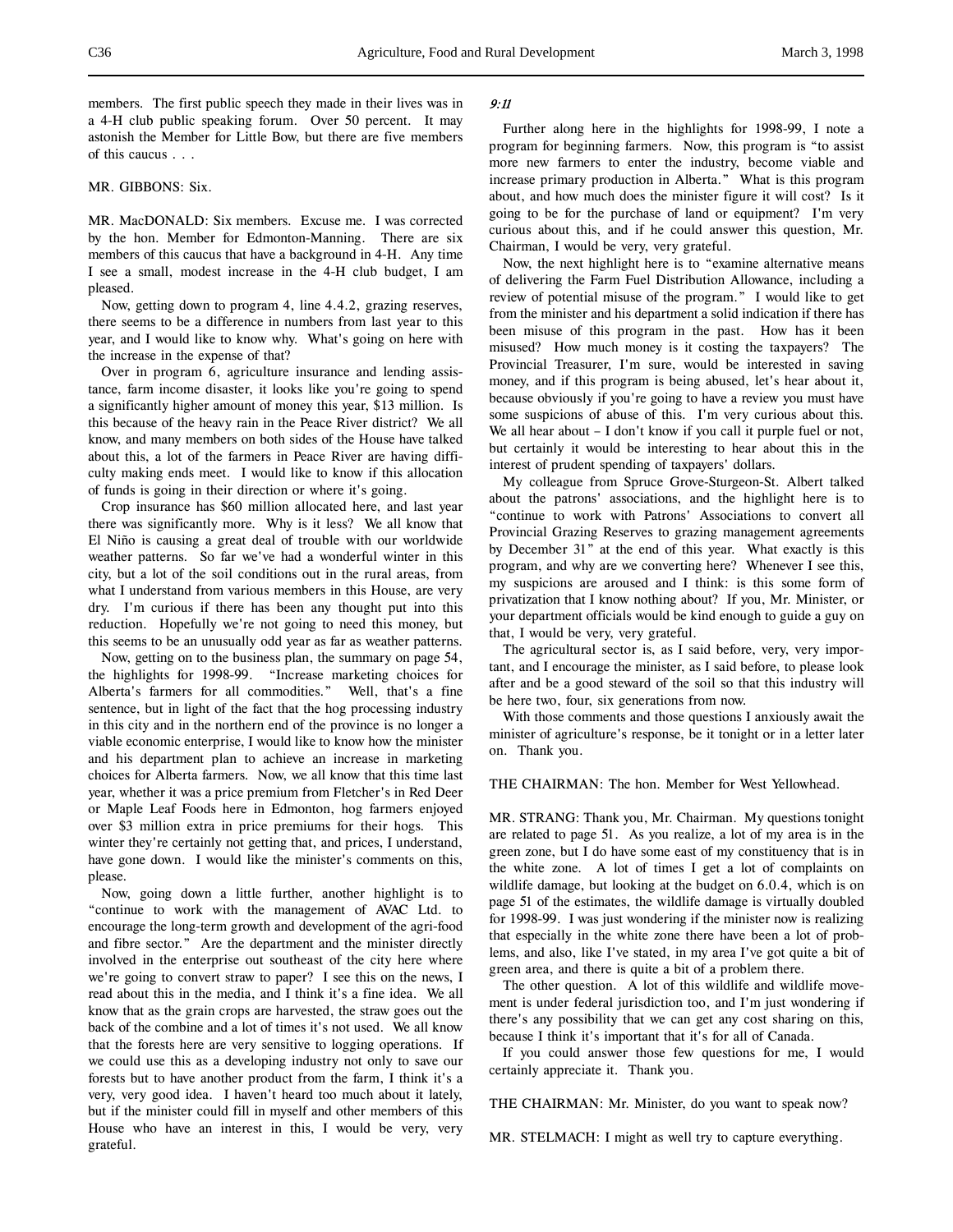members. The first public speech they made in their lives was in a 4-H club public speaking forum. Over 50 percent. It may astonish the Member for Little Bow, but there are five members of this caucus . . .

MR. GIBBONS: Six.

MR. MacDONALD: Six members. Excuse me. I was corrected by the hon. Member for Edmonton-Manning. There are six members of this caucus that have a background in 4-H. Any time I see a small, modest increase in the 4-H club budget, I am pleased.

Now, getting down to program 4, line 4.4.2, grazing reserves, there seems to be a difference in numbers from last year to this year, and I would like to know why. What's going on here with the increase in the expense of that?

Over in program 6, agriculture insurance and lending assistance, farm income disaster, it looks like you're going to spend a significantly higher amount of money this year, $13 million. Is this because of the heavy rain in the Peace River district? We all know, and many members on both sides of the House have talked about this, a lot of the farmers in Peace River are having difficulty making ends meet. I would like to know if this allocation of funds is going in their direction or where it's going.

Crop insurance has $60 million allocated here, and last year there was significantly more. Why is it less? We all know that El Niño is causing a great deal of trouble with our worldwide weather patterns. So far we've had a wonderful winter in this city, but a lot of the soil conditions out in the rural areas, from what I understand from various members in this House, are very dry. I'm curious if there has been any thought put into this reduction. Hopefully we're not going to need this money, but this seems to be an unusually odd year as far as weather patterns.

Now, getting on to the business plan, the summary on page 54, the highlights for 1998-99. "Increase marketing choices for Alberta's farmers for all commodities." Well, that's a fine sentence, but in light of the fact that the hog processing industry in this city and in the northern end of the province is no longer a viable economic enterprise, I would like to know how the minister and his department plan to achieve an increase in marketing choices for Alberta farmers. Now, we all know that this time last year, whether it was a price premium from Fletcher's in Red Deer or Maple Leaf Foods here in Edmonton, hog farmers enjoyed over $3 million extra in price premiums for their hogs. This winter they're certainly not getting that, and prices, I understand, have gone down. I would like the minister's comments on this, please.

Now, going down a little further, another highlight is to "continue to work with the management of AVAC Ltd. to encourage the long-term growth and development of the agri-food and fibre sector." Are the department and the minister directly involved in the enterprise out southeast of the city here where we're going to convert straw to paper? I see this on the news, I read about this in the media, and I think it's a fine idea. We all know that as the grain crops are harvested, the straw goes out the back of the combine and a lot of times it's not used. We all know that the forests here are very sensitive to logging operations. If we could use this as a developing industry not only to save our forests but to have another product from the farm, I think it's a very, very good idea. I haven't heard too much about it lately, but if the minister could fill in myself and other members of this House who have an interest in this, I would be very, very grateful.

*9:11*

Further along here in the highlights for 1998-99, I note a program for beginning farmers. Now, this program is "to assist more new farmers to enter the industry, become viable and increase primary production in Alberta." What is this program about, and how much does the minister figure it will cost? Is it going to be for the purchase of land or equipment? I'm very curious about this, and if he could answer this question, Mr. Chairman, I would be very, very grateful.

Now, the next highlight here is to "examine alternative means of delivering the Farm Fuel Distribution Allowance, including a review of potential misuse of the program." I would like to get from the minister and his department a solid indication if there has been misuse of this program in the past. How has it been misused? How much money is it costing the taxpayers? The Provincial Treasurer, I'm sure, would be interested in saving money, and if this program is being abused, let's hear about it, because obviously if you're going to have a review you must have some suspicions of abuse of this. I'm very curious about this. We all hear about – I don't know if you call it purple fuel or not, but certainly it would be interesting to hear about this in the interest of prudent spending of taxpayers' dollars.

My colleague from Spruce Grove-Sturgeon-St. Albert talked about the patrons' associations, and the highlight here is to "continue to work with Patrons' Associations to convert all Provincial Grazing Reserves to grazing management agreements by December 31" at the end of this year. What exactly is this program, and why are we converting here? Whenever I see this, my suspicions are aroused and I think: is this some form of privatization that I know nothing about? If you, Mr. Minister, or your department officials would be kind enough to guide a guy on that, I would be very, very grateful.

The agricultural sector is, as I said before, very, very important, and I encourage the minister, as I said before, to please look after and be a good steward of the soil so that this industry will be here two, four, six generations from now.

With those comments and those questions I anxiously await the minister of agriculture's response, be it tonight or in a letter later on. Thank you.

THE CHAIRMAN: The hon. Member for West Yellowhead.

MR. STRANG: Thank you, Mr. Chairman. My questions tonight are related to page 51. As you realize, a lot of my area is in the green zone, but I do have some east of my constituency that is in the white zone. A lot of times I get a lot of complaints on wildlife damage, but looking at the budget on 6.0.4, which is on page 51 of the estimates, the wildlife damage is virtually doubled for 1998-99. I was just wondering if the minister now is realizing that especially in the white zone there have been a lot of problems, and also, like I've stated, in my area I've got quite a bit of green area, and there is quite a bit of a problem there.

The other question. A lot of this wildlife and wildlife movement is under federal jurisdiction too, and I'm just wondering if there's any possibility that we can get any cost sharing on this, because I think it's important that it's for all of Canada.

If you could answer those few questions for me, I would certainly appreciate it. Thank you.

THE CHAIRMAN: Mr. Minister, do you want to speak now?

MR. STELMACH: I might as well try to capture everything.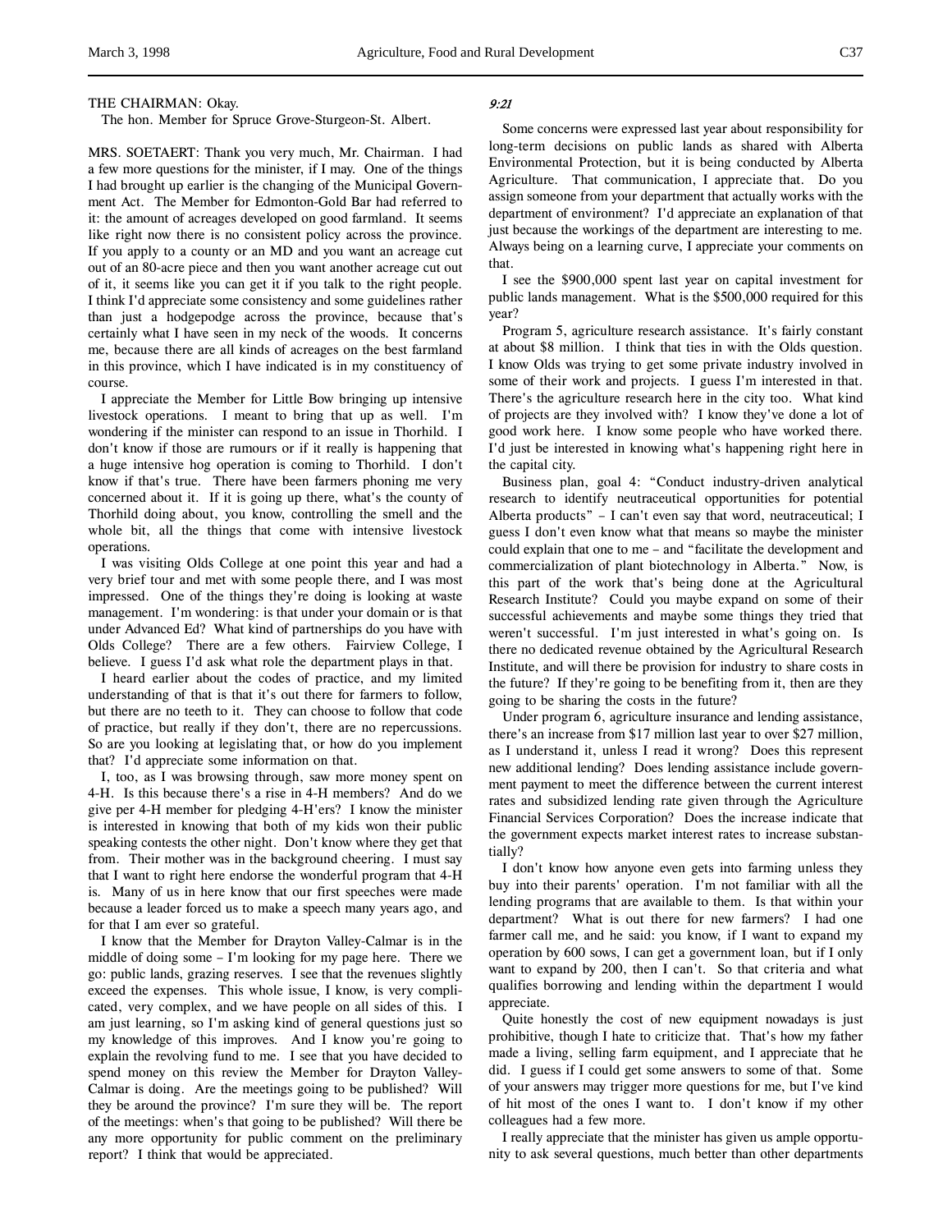THE CHAIRMAN: Okay.

The hon. Member for Spruce Grove-Sturgeon-St. Albert.

MRS. SOETAERT: Thank you very much, Mr. Chairman. I had a few more questions for the minister, if I may. One of the things I had brought up earlier is the changing of the Municipal Government Act. The Member for Edmonton-Gold Bar had referred to it: the amount of acreages developed on good farmland. It seems like right now there is no consistent policy across the province. If you apply to a county or an MD and you want an acreage cut out of an 80-acre piece and then you want another acreage cut out of it, it seems like you can get it if you talk to the right people. I think I'd appreciate some consistency and some guidelines rather than just a hodgepodge across the province, because that's certainly what I have seen in my neck of the woods. It concerns me, because there are all kinds of acreages on the best farmland in this province, which I have indicated is in my constituency of course.

I appreciate the Member for Little Bow bringing up intensive livestock operations. I meant to bring that up as well. I'm wondering if the minister can respond to an issue in Thorhild. I don't know if those are rumours or if it really is happening that a huge intensive hog operation is coming to Thorhild. I don't know if that's true. There have been farmers phoning me very concerned about it. If it is going up there, what's the county of Thorhild doing about, you know, controlling the smell and the whole bit, all the things that come with intensive livestock operations.

I was visiting Olds College at one point this year and had a very brief tour and met with some people there, and I was most impressed. One of the things they're doing is looking at waste management. I'm wondering: is that under your domain or is that under Advanced Ed? What kind of partnerships do you have with Olds College? There are a few others. Fairview College, I believe. I guess I'd ask what role the department plays in that.

I heard earlier about the codes of practice, and my limited understanding of that is that it's out there for farmers to follow, but there are no teeth to it. They can choose to follow that code of practice, but really if they don't, there are no repercussions. So are you looking at legislating that, or how do you implement that? I'd appreciate some information on that.

I, too, as I was browsing through, saw more money spent on 4-H. Is this because there's a rise in 4-H members? And do we give per 4-H member for pledging 4-H'ers? I know the minister is interested in knowing that both of my kids won their public speaking contests the other night. Don't know where they get that from. Their mother was in the background cheering. I must say that I want to right here endorse the wonderful program that 4-H is. Many of us in here know that our first speeches were made because a leader forced us to make a speech many years ago, and for that I am ever so grateful.

I know that the Member for Drayton Valley-Calmar is in the middle of doing some – I'm looking for my page here. There we go: public lands, grazing reserves. I see that the revenues slightly exceed the expenses. This whole issue, I know, is very complicated, very complex, and we have people on all sides of this. I am just learning, so I'm asking kind of general questions just so my knowledge of this improves. And I know you're going to explain the revolving fund to me. I see that you have decided to spend money on this review the Member for Drayton Valley-Calmar is doing. Are the meetings going to be published? Will they be around the province? I'm sure they will be. The report of the meetings: when's that going to be published? Will there be any more opportunity for public comment on the preliminary report? I think that would be appreciated.

*9:21*

Some concerns were expressed last year about responsibility for long-term decisions on public lands as shared with Alberta Environmental Protection, but it is being conducted by Alberta Agriculture. That communication, I appreciate that. Do you assign someone from your department that actually works with the department of environment? I'd appreciate an explanation of that just because the workings of the department are interesting to me. Always being on a learning curve, I appreciate your comments on that.

I see the $900,000 spent last year on capital investment for public lands management. What is the $500,000 required for this year?

Program 5, agriculture research assistance. It's fairly constant at about $8 million. I think that ties in with the Olds question. I know Olds was trying to get some private industry involved in some of their work and projects. I guess I'm interested in that. There's the agriculture research here in the city too. What kind of projects are they involved with? I know they've done a lot of good work here. I know some people who have worked there. I'd just be interested in knowing what's happening right here in the capital city.

Business plan, goal 4: "Conduct industry-driven analytical research to identify neutraceutical opportunities for potential Alberta products" – I can't even say that word, neutraceutical; I guess I don't even know what that means so maybe the minister could explain that one to me – and "facilitate the development and commercialization of plant biotechnology in Alberta." Now, is this part of the work that's being done at the Agricultural Research Institute? Could you maybe expand on some of their successful achievements and maybe some things they tried that weren't successful. I'm just interested in what's going on. Is there no dedicated revenue obtained by the Agricultural Research Institute, and will there be provision for industry to share costs in the future? If they're going to be benefiting from it, then are they going to be sharing the costs in the future?

Under program 6, agriculture insurance and lending assistance, there's an increase from $17 million last year to over $27 million, as I understand it, unless I read it wrong? Does this represent new additional lending? Does lending assistance include government payment to meet the difference between the current interest rates and subsidized lending rate given through the Agriculture Financial Services Corporation? Does the increase indicate that the government expects market interest rates to increase substantially?

I don't know how anyone even gets into farming unless they buy into their parents' operation. I'm not familiar with all the lending programs that are available to them. Is that within your department? What is out there for new farmers? I had one farmer call me, and he said: you know, if I want to expand my operation by 600 sows, I can get a government loan, but if I only want to expand by 200, then I can't. So that criteria and what qualifies borrowing and lending within the department I would appreciate.

Quite honestly the cost of new equipment nowadays is just prohibitive, though I hate to criticize that. That's how my father made a living, selling farm equipment, and I appreciate that he did. I guess if I could get some answers to some of that. Some of your answers may trigger more questions for me, but I've kind of hit most of the ones I want to. I don't know if my other colleagues had a few more.

I really appreciate that the minister has given us ample opportunity to ask several questions, much better than other departments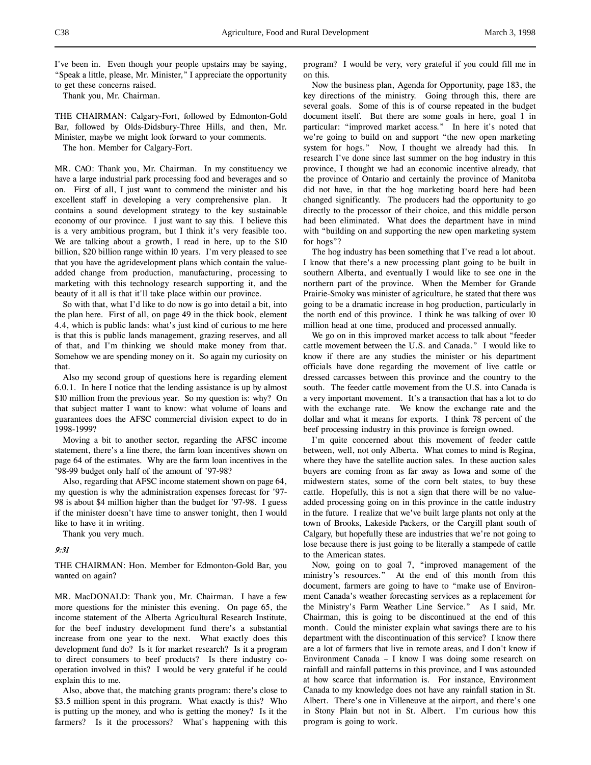I've been in. Even though your people upstairs may be saying, "Speak a little, please, Mr. Minister," I appreciate the opportunity to get these concerns raised.

Thank you, Mr. Chairman.

THE CHAIRMAN: Calgary-Fort, followed by Edmonton-Gold Bar, followed by Olds-Didsbury-Three Hills, and then, Mr. Minister, maybe we might look forward to your comments.

The hon. Member for Calgary-Fort.

MR. CAO: Thank you, Mr. Chairman. In my constituency we have a large industrial park processing food and beverages and so on. First of all, I just want to commend the minister and his excellent staff in developing a very comprehensive plan. It contains a sound development strategy to the key sustainable economy of our province. I just want to say this. I believe this is a very ambitious program, but I think it's very feasible too. We are talking about a growth, I read in here, up to the $10 billion, $20 billion range within 10 years. I'm very pleased to see that you have the agridevelopment plans which contain the value-added change from production, manufacturing, processing to marketing with this technology research supporting it, and the beauty of it all is that it'll take place within our province.

So with that, what I'd like to do now is go into detail a bit, into the plan here. First of all, on page 49 in the thick book, element 4.4, which is public lands: what's just kind of curious to me here is that this is public lands management, grazing reserves, and all of that, and I'm thinking we should make money from that. Somehow we are spending money on it. So again my curiosity on that.

Also my second group of questions here is regarding element 6.0.1. In here I notice that the lending assistance is up by almost $10 million from the previous year. So my question is: why? On that subject matter I want to know: what volume of loans and guarantees does the AFSC commercial division expect to do in 1998-1999?

Moving a bit to another sector, regarding the AFSC income statement, there's a line there, the farm loan incentives shown on page 64 of the estimates. Why are the farm loan incentives in the '98-99 budget only half of the amount of '97-98?

Also, regarding that AFSC income statement shown on page 64, my question is why the administration expenses forecast for '97-98 is about $4 million higher than the budget for '97-98. I guess if the minister doesn't have time to answer tonight, then I would like to have it in writing.

Thank you very much.

*9:31*

THE CHAIRMAN: Hon. Member for Edmonton-Gold Bar, you wanted on again?

MR. MacDONALD: Thank you, Mr. Chairman. I have a few more questions for the minister this evening. On page 65, the income statement of the Alberta Agricultural Research Institute, for the beef industry development fund there's a substantial increase from one year to the next. What exactly does this development fund do? Is it for market research? Is it a program to direct consumers to beef products? Is there industry co-operation involved in this? I would be very grateful if he could explain this to me.

Also, above that, the matching grants program: there's close to $3.5 million spent in this program. What exactly is this? Who is putting up the money, and who is getting the money? Is it the farmers? Is it the processors? What's happening with this program? I would be very, very grateful if you could fill me in on this.

Now the business plan, Agenda for Opportunity, page 183, the key directions of the ministry. Going through this, there are several goals. Some of this is of course repeated in the budget document itself. But there are some goals in here, goal 1 in particular: "improved market access." In here it's noted that we're going to build on and support "the new open marketing system for hogs." Now, I thought we already had this. In research I've done since last summer on the hog industry in this province, I thought we had an economic incentive already, that the province of Ontario and certainly the province of Manitoba did not have, in that the hog marketing board here had been changed significantly. The producers had the opportunity to go directly to the processor of their choice, and this middle person had been eliminated. What does the department have in mind with "building on and supporting the new open marketing system for hogs"?

The hog industry has been something that I've read a lot about. I know that there's a new processing plant going to be built in southern Alberta, and eventually I would like to see one in the northern part of the province. When the Member for Grande Prairie-Smoky was minister of agriculture, he stated that there was going to be a dramatic increase in hog production, particularly in the north end of this province. I think he was talking of over 10 million head at one time, produced and processed annually.

We go on in this improved market access to talk about "feeder cattle movement between the U.S. and Canada." I would like to know if there are any studies the minister or his department officials have done regarding the movement of live cattle or dressed carcasses between this province and the country to the south. The feeder cattle movement from the U.S. into Canada is a very important movement. It's a transaction that has a lot to do with the exchange rate. We know the exchange rate and the dollar and what it means for exports. I think 78 percent of the beef processing industry in this province is foreign owned.

I'm quite concerned about this movement of feeder cattle between, well, not only Alberta. What comes to mind is Regina, where they have the satellite auction sales. In these auction sales buyers are coming from as far away as Iowa and some of the midwestern states, some of the corn belt states, to buy these cattle. Hopefully, this is not a sign that there will be no value-added processing going on in this province in the cattle industry in the future. I realize that we've built large plants not only at the town of Brooks, Lakeside Packers, or the Cargill plant south of Calgary, but hopefully these are industries that we're not going to lose because there is just going to be literally a stampede of cattle to the American states.

Now, going on to goal 7, "improved management of the ministry's resources." At the end of this month from this document, farmers are going to have to "make use of Environment Canada's weather forecasting services as a replacement for the Ministry's Farm Weather Line Service." As I said, Mr. Chairman, this is going to be discontinued at the end of this month. Could the minister explain what savings there are to his department with the discontinuation of this service? I know there are a lot of farmers that live in remote areas, and I don't know if Environment Canada – I know I was doing some research on rainfall and rainfall patterns in this province, and I was astounded at how scarce that information is. For instance, Environment Canada to my knowledge does not have any rainfall station in St. Albert. There's one in Villeneuve at the airport, and there's one in Stony Plain but not in St. Albert. I'm curious how this program is going to work.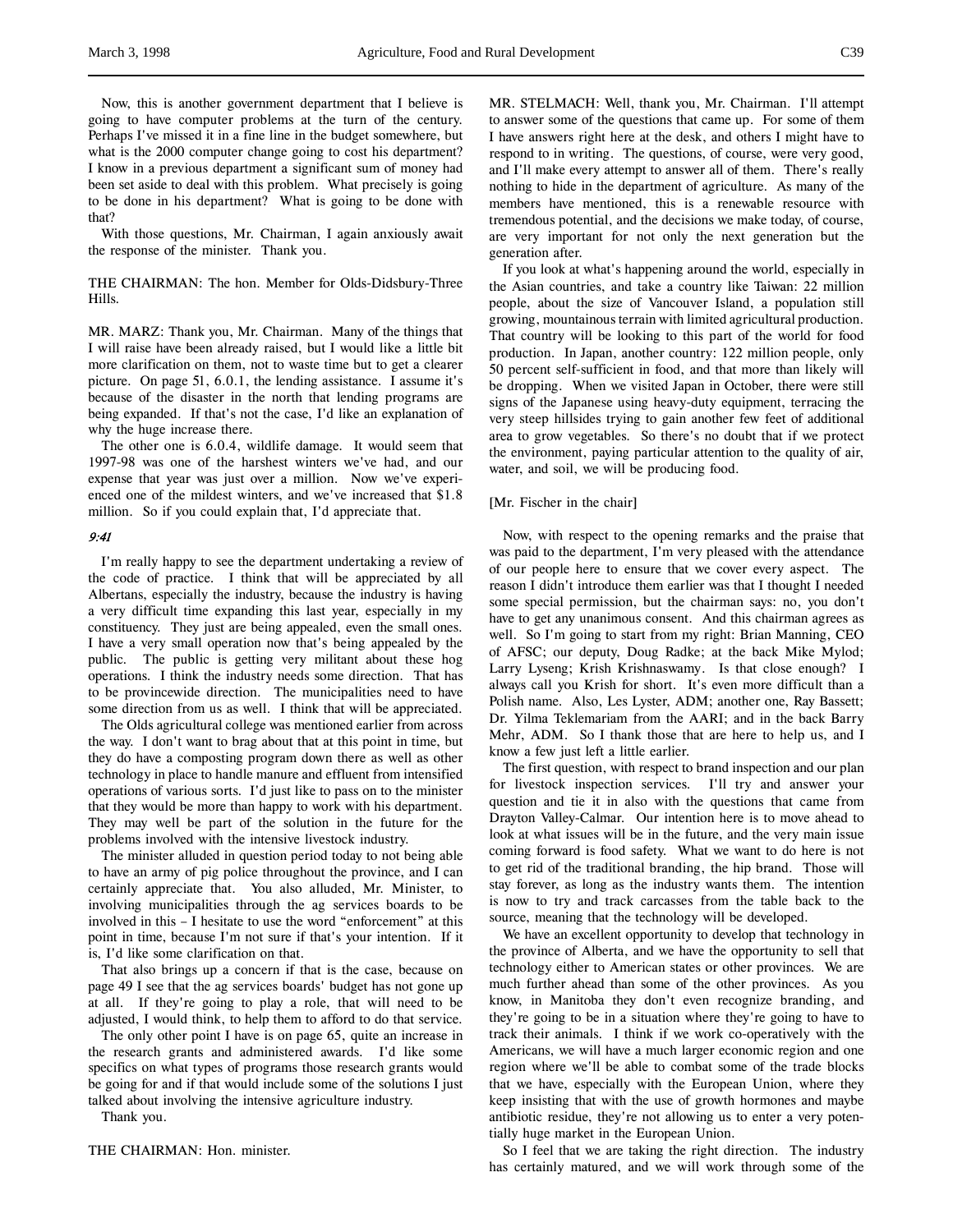Now, this is another government department that I believe is going to have computer problems at the turn of the century. Perhaps I've missed it in a fine line in the budget somewhere, but what is the 2000 computer change going to cost his department? I know in a previous department a significant sum of money had been set aside to deal with this problem. What precisely is going to be done in his department? What is going to be done with that?

With those questions, Mr. Chairman, I again anxiously await the response of the minister. Thank you.

THE CHAIRMAN: The hon. Member for Olds-Didsbury-Three Hills.

MR. MARZ: Thank you, Mr. Chairman. Many of the things that I will raise have been already raised, but I would like a little bit more clarification on them, not to waste time but to get a clearer picture. On page 51, 6.0.1, the lending assistance. I assume it's because of the disaster in the north that lending programs are being expanded. If that's not the case, I'd like an explanation of why the huge increase there.

The other one is 6.0.4, wildlife damage. It would seem that 1997-98 was one of the harshest winters we've had, and our expense that year was just over a million. Now we've experienced one of the mildest winters, and we've increased that $1.8 million. So if you could explain that, I'd appreciate that.

*9:41*

I'm really happy to see the department undertaking a review of the code of practice. I think that will be appreciated by all Albertans, especially the industry, because the industry is having a very difficult time expanding this last year, especially in my constituency. They just are being appealed, even the small ones. I have a very small operation now that's being appealed by the public. The public is getting very militant about these hog operations. I think the industry needs some direction. That has to be provincewide direction. The municipalities need to have some direction from us as well. I think that will be appreciated.

The Olds agricultural college was mentioned earlier from across the way. I don't want to brag about that at this point in time, but they do have a composting program down there as well as other technology in place to handle manure and effluent from intensified operations of various sorts. I'd just like to pass on to the minister that they would be more than happy to work with his department. They may well be part of the solution in the future for the problems involved with the intensive livestock industry.

The minister alluded in question period today to not being able to have an army of pig police throughout the province, and I can certainly appreciate that. You also alluded, Mr. Minister, to involving municipalities through the ag services boards to be involved in this – I hesitate to use the word "enforcement" at this point in time, because I'm not sure if that's your intention. If it is, I'd like some clarification on that.

That also brings up a concern if that is the case, because on page 49 I see that the ag services boards' budget has not gone up at all. If they're going to play a role, that will need to be adjusted, I would think, to help them to afford to do that service.

The only other point I have is on page 65, quite an increase in the research grants and administered awards. I'd like some specifics on what types of programs those research grants would be going for and if that would include some of the solutions I just talked about involving the intensive agriculture industry.

Thank you.

THE CHAIRMAN: Hon. minister.

MR. STELMACH: Well, thank you, Mr. Chairman. I'll attempt to answer some of the questions that came up. For some of them I have answers right here at the desk, and others I might have to respond to in writing. The questions, of course, were very good, and I'll make every attempt to answer all of them. There's really nothing to hide in the department of agriculture. As many of the members have mentioned, this is a renewable resource with tremendous potential, and the decisions we make today, of course, are very important for not only the next generation but the generation after.

If you look at what's happening around the world, especially in the Asian countries, and take a country like Taiwan: 22 million people, about the size of Vancouver Island, a population still growing, mountainous terrain with limited agricultural production. That country will be looking to this part of the world for food production. In Japan, another country: 122 million people, only 50 percent self-sufficient in food, and that more than likely will be dropping. When we visited Japan in October, there were still signs of the Japanese using heavy-duty equipment, terracing the very steep hillsides trying to gain another few feet of additional area to grow vegetables. So there's no doubt that if we protect the environment, paying particular attention to the quality of air, water, and soil, we will be producing food.

[Mr. Fischer in the chair]

Now, with respect to the opening remarks and the praise that was paid to the department, I'm very pleased with the attendance of our people here to ensure that we cover every aspect. The reason I didn't introduce them earlier was that I thought I needed some special permission, but the chairman says: no, you don't have to get any unanimous consent. And this chairman agrees as well. So I'm going to start from my right: Brian Manning, CEO of AFSC; our deputy, Doug Radke; at the back Mike Mylod; Larry Lyseng; Krish Krishnaswamy. Is that close enough? I always call you Krish for short. It's even more difficult than a Polish name. Also, Les Lyster, ADM; another one, Ray Bassett; Dr. Yilma Teklemariam from the AARI; and in the back Barry Mehr, ADM. So I thank those that are here to help us, and I know a few just left a little earlier.

The first question, with respect to brand inspection and our plan for livestock inspection services. I'll try and answer your question and tie it in also with the questions that came from Drayton Valley-Calmar. Our intention here is to move ahead to look at what issues will be in the future, and the very main issue coming forward is food safety. What we want to do here is not to get rid of the traditional branding, the hip brand. Those will stay forever, as long as the industry wants them. The intention is now to try and track carcasses from the table back to the source, meaning that the technology will be developed.

We have an excellent opportunity to develop that technology in the province of Alberta, and we have the opportunity to sell that technology either to American states or other provinces. We are much further ahead than some of the other provinces. As you know, in Manitoba they don't even recognize branding, and they're going to be in a situation where they're going to have to track their animals. I think if we work co-operatively with the Americans, we will have a much larger economic region and one region where we'll be able to combat some of the trade blocks that we have, especially with the European Union, where they keep insisting that with the use of growth hormones and maybe antibiotic residue, they're not allowing us to enter a very potentially huge market in the European Union.

So I feel that we are taking the right direction. The industry has certainly matured, and we will work through some of the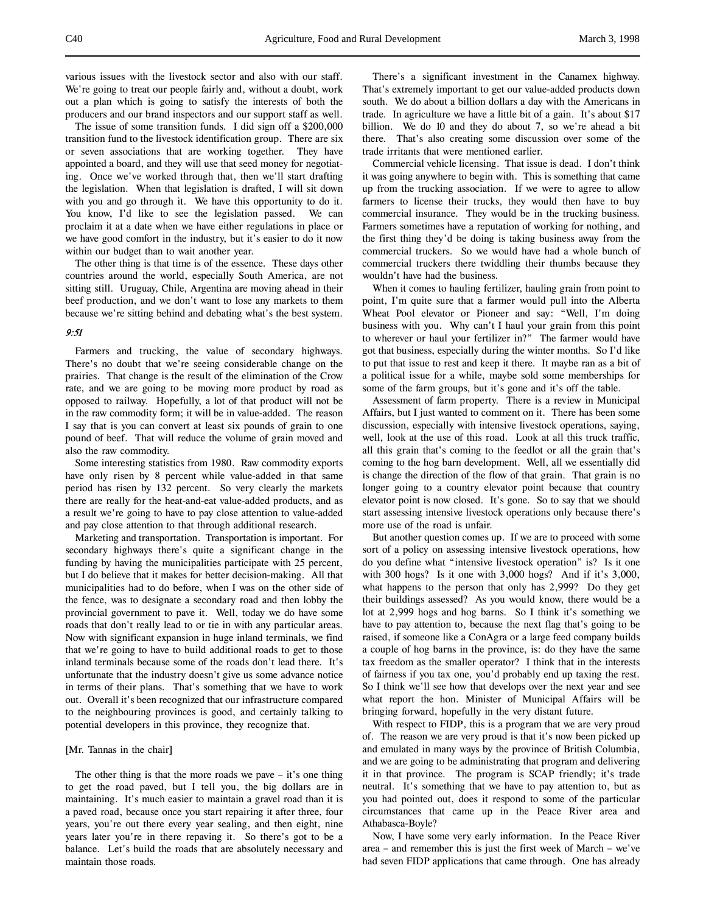various issues with the livestock sector and also with our staff. We're going to treat our people fairly and, without a doubt, work out a plan which is going to satisfy the interests of both the producers and our brand inspectors and our support staff as well.

The issue of some transition funds. I did sign off a $200,000 transition fund to the livestock identification group. There are six or seven associations that are working together. They have appointed a board, and they will use that seed money for negotiating. Once we've worked through that, then we'll start drafting the legislation. When that legislation is drafted, I will sit down with you and go through it. We have this opportunity to do it. You know, I'd like to see the legislation passed. We can proclaim it at a date when we have either regulations in place or we have good comfort in the industry, but it's easier to do it now within our budget than to wait another year.

The other thing is that time is of the essence. These days other countries around the world, especially South America, are not sitting still. Uruguay, Chile, Argentina are moving ahead in their beef production, and we don't want to lose any markets to them because we're sitting behind and debating what's the best system.

*9:51*

Farmers and trucking, the value of secondary highways. There's no doubt that we're seeing considerable change on the prairies. That change is the result of the elimination of the Crow rate, and we are going to be moving more product by road as opposed to railway. Hopefully, a lot of that product will not be in the raw commodity form; it will be in value-added. The reason I say that is you can convert at least six pounds of grain to one pound of beef. That will reduce the volume of grain moved and also the raw commodity.

Some interesting statistics from 1980. Raw commodity exports have only risen by 8 percent while value-added in that same period has risen by 132 percent. So very clearly the markets there are really for the heat-and-eat value-added products, and as a result we're going to have to pay close attention to value-added and pay close attention to that through additional research.

Marketing and transportation. Transportation is important. For secondary highways there's quite a significant change in the funding by having the municipalities participate with 25 percent, but I do believe that it makes for better decision-making. All that municipalities had to do before, when I was on the other side of the fence, was to designate a secondary road and then lobby the provincial government to pave it. Well, today we do have some roads that don't really lead to or tie in with any particular areas. Now with significant expansion in huge inland terminals, we find that we're going to have to build additional roads to get to those inland terminals because some of the roads don't lead there. It's unfortunate that the industry doesn't give us some advance notice in terms of their plans. That's something that we have to work out. Overall it's been recognized that our infrastructure compared to the neighbouring provinces is good, and certainly talking to potential developers in this province, they recognize that.

[Mr. Tannas in the chair]

The other thing is that the more roads we pave – it's one thing to get the road paved, but I tell you, the big dollars are in maintaining. It's much easier to maintain a gravel road than it is a paved road, because once you start repairing it after three, four years, you're out there every year sealing, and then eight, nine years later you're in there repaving it. So there's got to be a balance. Let's build the roads that are absolutely necessary and maintain those roads.

There's a significant investment in the Canamex highway. That's extremely important to get our value-added products down south. We do about a billion dollars a day with the Americans in trade. In agriculture we have a little bit of a gain. It's about $17 billion. We do 10 and they do about 7, so we're ahead a bit there. That's also creating some discussion over some of the trade irritants that were mentioned earlier.

Commercial vehicle licensing. That issue is dead. I don't think it was going anywhere to begin with. This is something that came up from the trucking association. If we were to agree to allow farmers to license their trucks, they would then have to buy commercial insurance. They would be in the trucking business. Farmers sometimes have a reputation of working for nothing, and the first thing they'd be doing is taking business away from the commercial truckers. So we would have had a whole bunch of commercial truckers there twiddling their thumbs because they wouldn't have had the business.

When it comes to hauling fertilizer, hauling grain from point to point, I'm quite sure that a farmer would pull into the Alberta Wheat Pool elevator or Pioneer and say: "Well, I'm doing business with you. Why can't I haul your grain from this point to wherever or haul your fertilizer in?" The farmer would have got that business, especially during the winter months. So I'd like to put that issue to rest and keep it there. It maybe ran as a bit of a political issue for a while, maybe sold some memberships for some of the farm groups, but it's gone and it's off the table.

Assessment of farm property. There is a review in Municipal Affairs, but I just wanted to comment on it. There has been some discussion, especially with intensive livestock operations, saying, well, look at the use of this road. Look at all this truck traffic, all this grain that's coming to the feedlot or all the grain that's coming to the hog barn development. Well, all we essentially did is change the direction of the flow of that grain. That grain is no longer going to a country elevator point because that country elevator point is now closed. It's gone. So to say that we should start assessing intensive livestock operations only because there's more use of the road is unfair.

But another question comes up. If we are to proceed with some sort of a policy on assessing intensive livestock operations, how do you define what "intensive livestock operation" is? Is it one with 300 hogs? Is it one with 3,000 hogs? And if it's 3,000, what happens to the person that only has 2,999? Do they get their buildings assessed? As you would know, there would be a lot at 2,999 hogs and hog barns. So I think it's something we have to pay attention to, because the next flag that's going to be raised, if someone like a ConAgra or a large feed company builds a couple of hog barns in the province, is: do they have the same tax freedom as the smaller operator? I think that in the interests of fairness if you tax one, you'd probably end up taxing the rest. So I think we'll see how that develops over the next year and see what report the hon. Minister of Municipal Affairs will be bringing forward, hopefully in the very distant future.

With respect to FIDP, this is a program that we are very proud of. The reason we are very proud is that it's now been picked up and emulated in many ways by the province of British Columbia, and we are going to be administrating that program and delivering it in that province. The program is SCAP friendly; it's trade neutral. It's something that we have to pay attention to, but as you had pointed out, does it respond to some of the particular circumstances that came up in the Peace River area and Athabasca-Boyle?

Now, I have some very early information. In the Peace River area – and remember this is just the first week of March – we've had seven FIDP applications that came through. One has already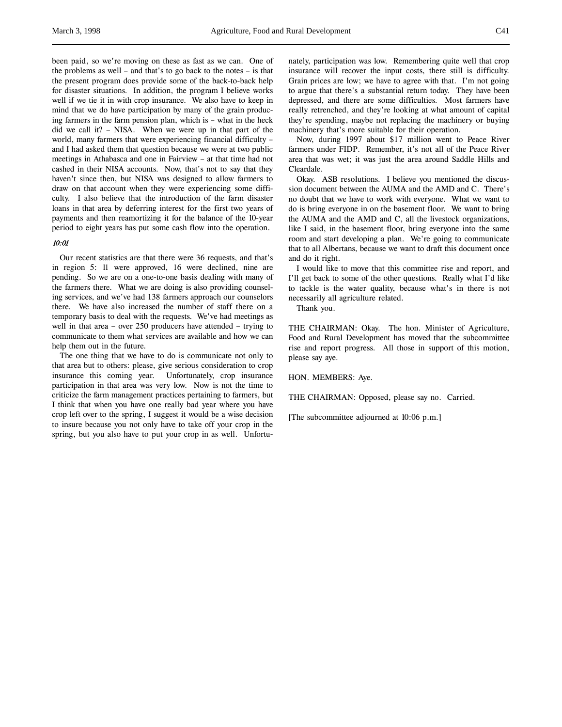been paid, so we're moving on these as fast as we can. One of the problems as well – and that's to go back to the notes – is that the present program does provide some of the back-to-back help for disaster situations. In addition, the program I believe works well if we tie it in with crop insurance. We also have to keep in mind that we do have participation by many of the grain producing farmers in the farm pension plan, which is – what in the heck did we call it? – NISA. When we were up in that part of the world, many farmers that were experiencing financial difficulty – and I had asked them that question because we were at two public meetings in Athabasca and one in Fairview – at that time had not cashed in their NISA accounts. Now, that's not to say that they haven't since then, but NISA was designed to allow farmers to draw on that account when they were experiencing some difficulty. I also believe that the introduction of the farm disaster loans in that area by deferring interest for the first two years of payments and then reamortizing it for the balance of the 10-year period to eight years has put some cash flow into the operation.

*10:01*

Our recent statistics are that there were 36 requests, and that's in region 5: 11 were approved, 16 were declined, nine are pending. So we are on a one-to-one basis dealing with many of the farmers there. What we are doing is also providing counseling services, and we've had 138 farmers approach our counselors there. We have also increased the number of staff there on a temporary basis to deal with the requests. We've had meetings as well in that area – over 250 producers have attended – trying to communicate to them what services are available and how we can help them out in the future.

The one thing that we have to do is communicate not only to that area but to others: please, give serious consideration to crop insurance this coming year. Unfortunately, crop insurance participation in that area was very low. Now is not the time to criticize the farm management practices pertaining to farmers, but I think that when you have one really bad year where you have crop left over to the spring, I suggest it would be a wise decision to insure because you not only have to take off your crop in the spring, but you also have to put your crop in as well. Unfortunately, participation was low. Remembering quite well that crop insurance will recover the input costs, there still is difficulty. Grain prices are low; we have to agree with that. I'm not going to argue that there's a substantial return today. They have been depressed, and there are some difficulties. Most farmers have really retrenched, and they're looking at what amount of capital they're spending, maybe not replacing the machinery or buying machinery that's more suitable for their operation.

Now, during 1997 about $17 million went to Peace River farmers under FIDP. Remember, it's not all of the Peace River area that was wet; it was just the area around Saddle Hills and Cleardale.

Okay. ASB resolutions. I believe you mentioned the discussion document between the AUMA and the AMD and C. There's no doubt that we have to work with everyone. What we want to do is bring everyone in on the basement floor. We want to bring the AUMA and the AMD and C, all the livestock organizations, like I said, in the basement floor, bring everyone into the same room and start developing a plan. We're going to communicate that to all Albertans, because we want to draft this document once and do it right.

I would like to move that this committee rise and report, and I'll get back to some of the other questions. Really what I'd like to tackle is the water quality, because what's in there is not necessarily all agriculture related.

Thank you.

THE CHAIRMAN: Okay. The hon. Minister of Agriculture, Food and Rural Development has moved that the subcommittee rise and report progress. All those in support of this motion, please say aye.

HON. MEMBERS: Aye.

THE CHAIRMAN: Opposed, please say no. Carried.

[The subcommittee adjourned at 10:06 p.m.]